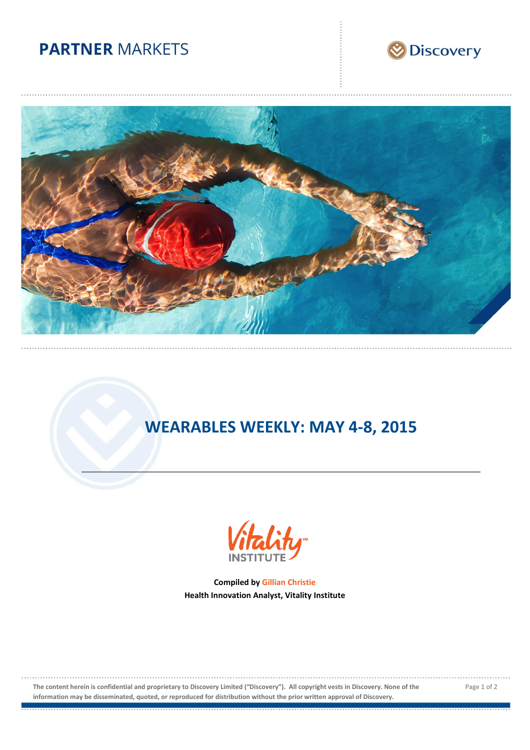PARTNER MARKETS

Discovery

# WEARABLES WEEKLY: MAY 4-8, 2015

Vitality INSTITUTE

**Compiled by Gillian Christie**
**Health Innovation Analyst, Vitality Institute**

**The content herein is confidential and proprietary to Discovery Limited ("Discovery"). All copyright vests in Discovery. None of the information may be disseminated, quoted, or reproduced for distribution without the prior written approval of Discovery.**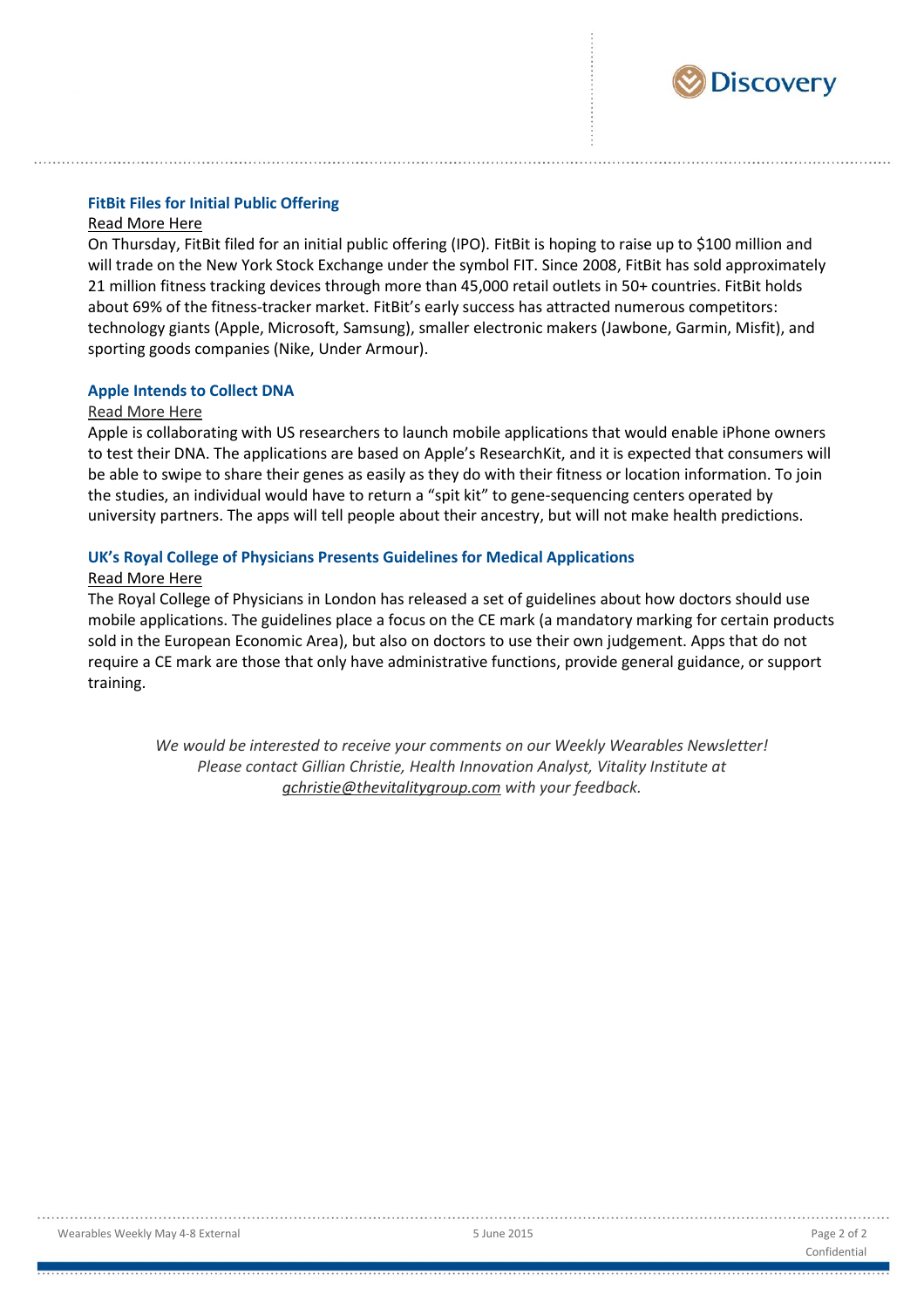### FitBit Files for Initial Public Offering

Read More Here

On Thursday, FitBit filed for an initial public offering (IPO). FitBit is hoping to raise up to $100 million and will trade on the New York Stock Exchange under the symbol FIT. Since 2008, FitBit has sold approximately 21 million fitness tracking devices through more than 45,000 retail outlets in 50+ countries. FitBit holds about 69% of the fitness-tracker market. FitBit's early success has attracted numerous competitors: technology giants (Apple, Microsoft, Samsung), smaller electronic makers (Jawbone, Garmin, Misfit), and sporting goods companies (Nike, Under Armour).

### Apple Intends to Collect DNA

Read More Here

Apple is collaborating with US researchers to launch mobile applications that would enable iPhone owners to test their DNA. The applications are based on Apple's ResearchKit, and it is expected that consumers will be able to swipe to share their genes as easily as they do with their fitness or location information. To join the studies, an individual would have to return a "spit kit" to gene-sequencing centers operated by university partners. The apps will tell people about their ancestry, but will not make health predictions.

### UK's Royal College of Physicians Presents Guidelines for Medical Applications

Read More Here

The Royal College of Physicians in London has released a set of guidelines about how doctors should use mobile applications. The guidelines place a focus on the CE mark (a mandatory marking for certain products sold in the European Economic Area), but also on doctors to use their own judgement. Apps that do not require a CE mark are those that only have administrative functions, provide general guidance, or support training.

*We would be interested to receive your comments on our Weekly Wearables Newsletter! Please contact Gillian Christie, Health Innovation Analyst, Vitality Institute at gchristie@thevitalitygroup.com with your feedback.*